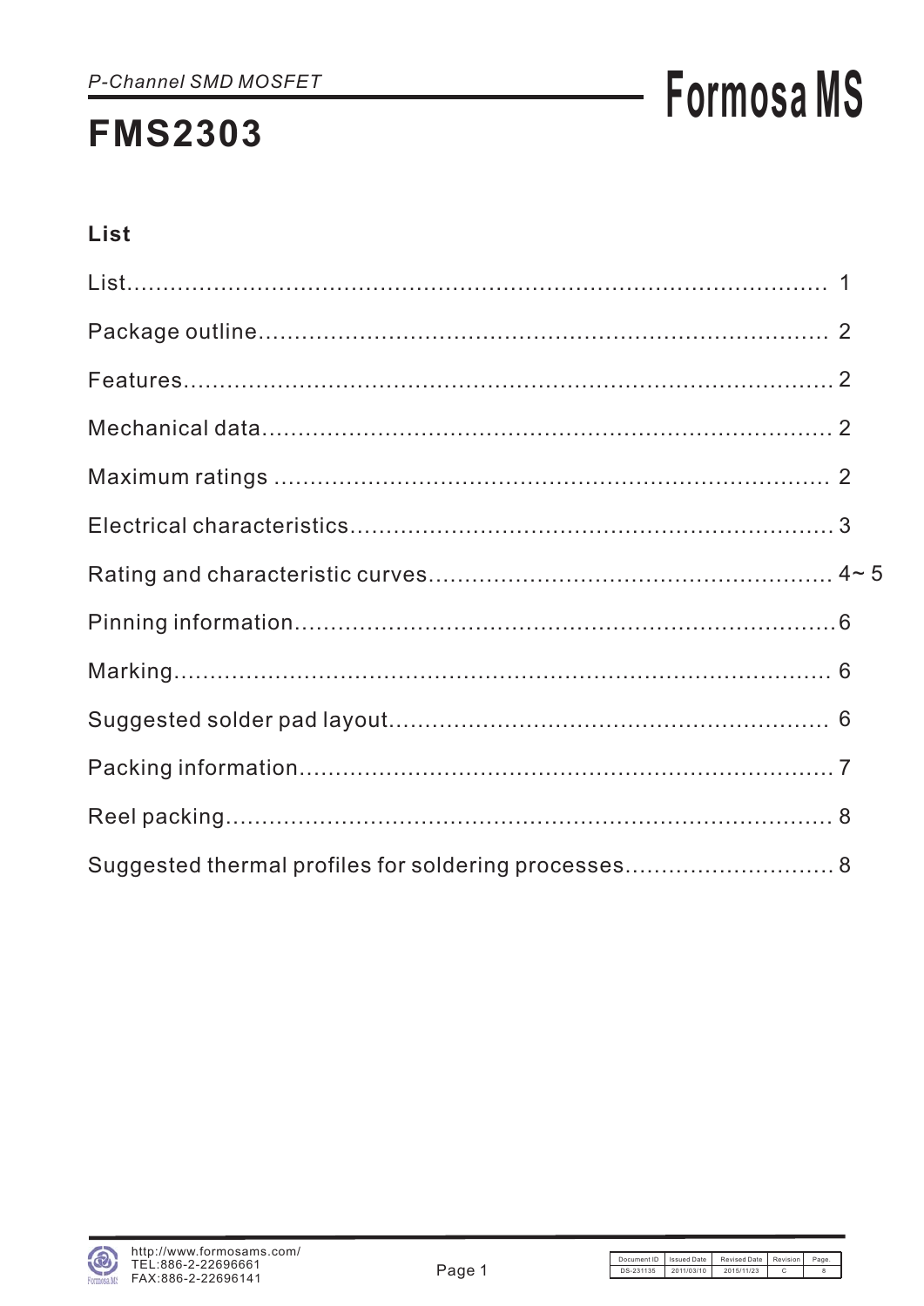*P-Channel SMD MOSFET*

# FMS2303

Formosa MS

## List

List........................................................................................ 1

Package outline............................................................................. 2

Features...................................................................................... 2

Mechanical data............................................................................. 2

Maximum ratings .......................................................................... 2

Electrical characteristics................................................................. 3

Rating and characteristic curves...................................................... 4~ 5

Pinning information......................................................................... 6

Marking....................................................................................... 6

Suggested solder pad layout............................................................ 6

Packing information........................................................................ 7

Reel packing................................................................................. 8

Suggested thermal profiles for soldering processes............................ 8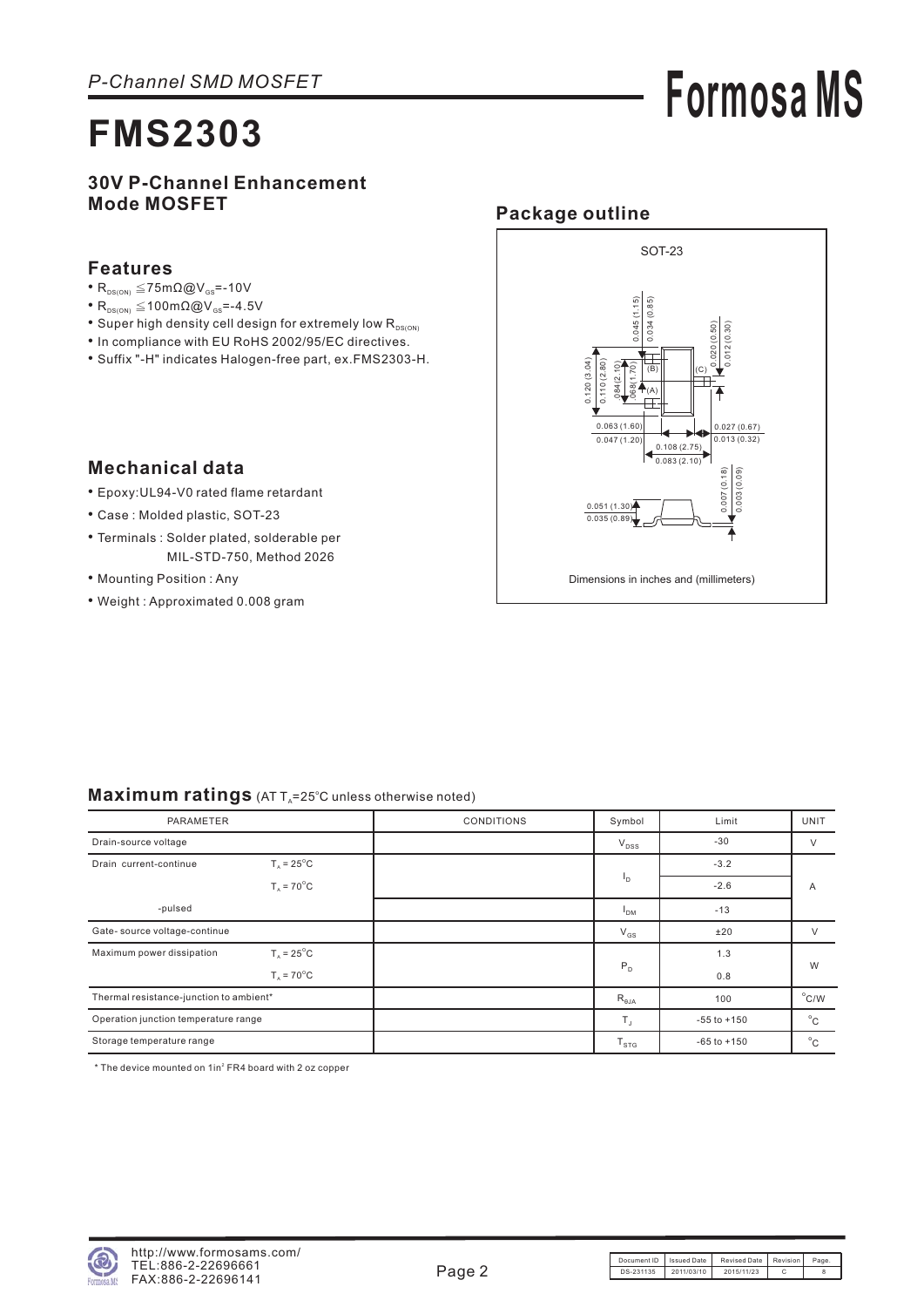*P-Channel SMD MOSFET*

# FMS2303

**30V P-Channel Enhancement Mode MOSFET**

## Features

- $R_{DS(ON)} \leqq 75m\Omega @V_{GS}$=-10V
- $R_{DS(ON)} \leqq 100m\Omega @V_{GS}$=-4.5V
- Super high density cell design for extremely low $R_{DS(ON)}$
- In compliance with EU RoHS 2002/95/EC directives.
- Suffix "-H" indicates Halogen-free part, ex.FMS2303-H.

## Mechanical data

- Epoxy:UL94-V0 rated flame retardant
- Case : Molded plastic, SOT-23
- Terminals : Solder plated, solderable per MIL-STD-750, Method 2026
- Mounting Position : Any
- Weight : Approximated 0.008 gram

## Package outline

SOT-23

Dimensions in inches and (millimeters)

## Maximum ratings (AT $T_A$=25°C unless otherwise noted)

| PARAMETER | | CONDITIONS | Symbol | Limit | UNIT |
|---|---|---|---|---|---|
| Drain-source voltage | | | $V_{DSS}$ | -30 | V |
| Drain current-continue | $T_A$ = 25°C | | $I_D$ | -3.2 | A |
| | $T_A$ = 70°C | | | -2.6 | |
| -pulsed | | | $I_{DM}$ | -13 | |
| Gate- source voltage-continue | | | $V_{GS}$ | ±20 | V |
| Maximum power dissipation | $T_A$ = 25°C | | $P_D$ | 1.3 | W |
| | $T_A$ = 70°C | | | 0.8 | |
| Thermal resistance-junction to ambient* | | | $R_{\theta JA}$ | 100 | °C/W |
| Operation junction temperature range | | | $T_J$ | -55 to +150 | °C |
| Storage temperature range | | | $T_{STG}$ | -65 to +150 | °C |

* The device mounted on 1in² FR4 board with 2 oz copper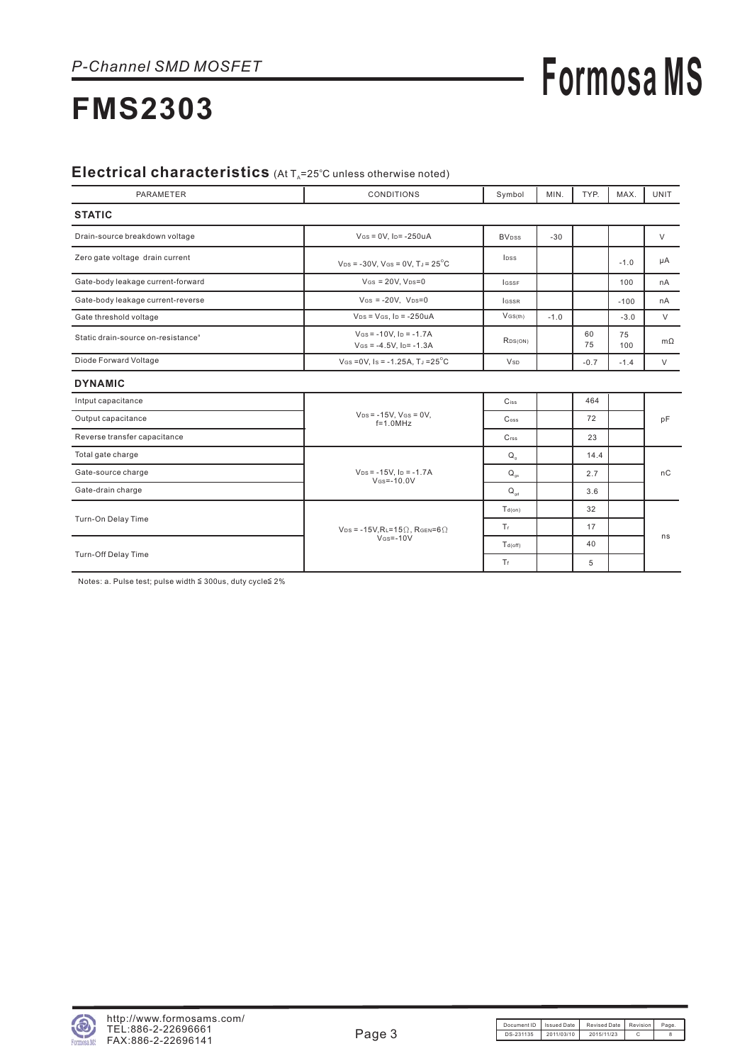*P-Channel SMD MOSFET*

# FMS2303

**Formosa MS**

## Electrical characteristics (At $T_A$=25°C unless otherwise noted)

| PARAMETER | CONDITIONS | Symbol | MIN. | TYP. | MAX. | UNIT |
|---|---|---|---|---|---|---|
| **STATIC** | | | | | | |
| Drain-source breakdown voltage | $V_{GS}$ = 0V, $I_D$= -250uA | $BV_{DSS}$ | -30 | | | V |
| Zero gate voltage drain current | $V_{DS}$ = -30V, $V_{GS}$ = 0V, $T_J$ = 25°C | $I_{DSS}$ | | | -1.0 | μA |
| Gate-body leakage current-forward | $V_{GS}$ = 20V, $V_{DS}$=0 | $I_{GSSF}$ | | | 100 | nA |
| Gate-body leakage current-reverse | $V_{GS}$ = -20V, $V_{DS}$=0 | $I_{GSSR}$ | | | -100 | nA |
| Gate threshold voltage | $V_{DS}$ = $V_{GS}$, $I_D$ = -250uA | $V_{GS(th)}$ | -1.0 | | -3.0 | V |
| Static drain-source on-resistance[a] | $V_{GS}$ = -10V, $I_D$ = -1.7A<br>$V_{GS}$ = -4.5V, $I_D$= -1.3A | $R_{DS(ON)}$ | | 60<br>75 | 75<br>100 | mΩ |
| Diode Forward Voltage | $V_{GS}$ =0V, $I_S$ = -1.25A, $T_J$ =25°C | $V_{SD}$ | | -0.7 | -1.4 | V |
| **DYNAMIC** | | | | | | |
| Intput capacitance | $V_{DS}$ = -15V, $V_{GS}$ = 0V, f=1.0MHz | $C_{iss}$ | | 464 | | pF |
| Output capacitance | | $C_{oss}$ | | 72 | | |
| Reverse transfer capacitance | | $C_{rss}$ | | 23 | | |
| Total gate charge | $V_{DS}$ = -15V, $I_D$ = -1.7A<br>$V_{GS}$=-10.0V | $Q_g$ | | 14.4 | | nC |
| Gate-source charge | | $Q_{gs}$ | | 2.7 | | |
| Gate-drain charge | | $Q_{gd}$ | | 3.6 | | |
| Turn-On Delay Time | $V_{DS}$ = -15V,$R_L$=15Ω, $R_{GEN}$=6Ω<br>$V_{GS}$=-10V | $T_{d(on)}$ | | 32 | | ns |
| | | $T_r$ | | 17 | | |
| Turn-Off Delay Time | | $T_{d(off)}$ | | 40 | | |
| | | $T_f$ | | 5 | | |

Notes: a. Pulse test; pulse width ≦ 300us, duty cycle≦ 2%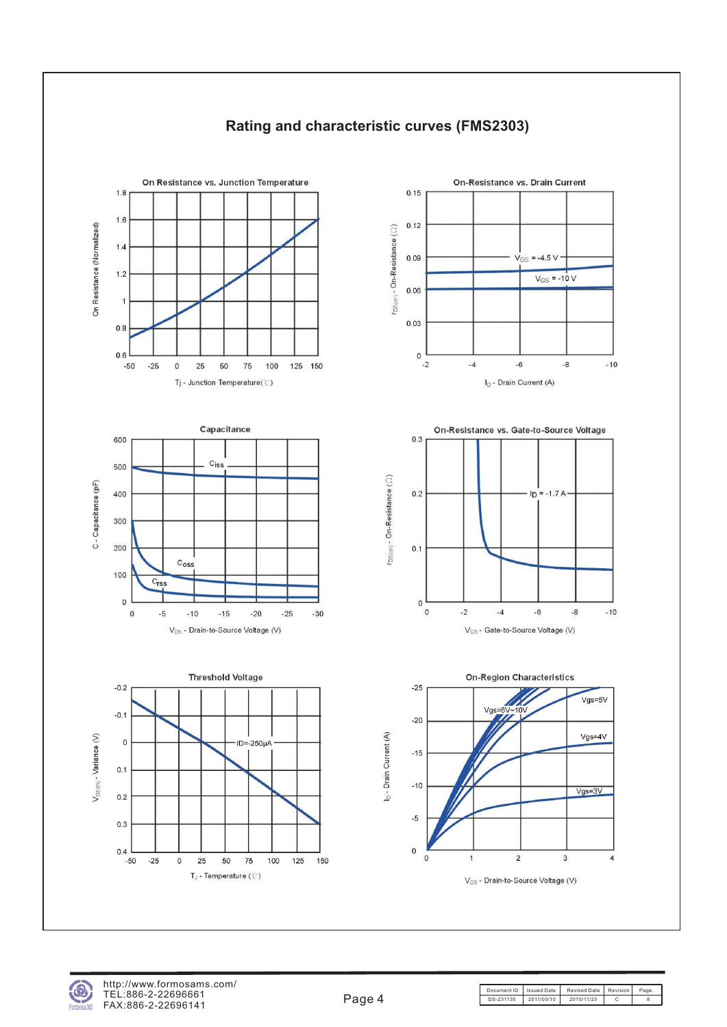# Rating and characteristic curves (FMS2303)

**On Resistance vs. Junction Temperature**

On Resistance (Normalized)

Tj - Junction Temperature(℃)

**On-Resistance vs. Drain Current**

$r_{DS(on)}$ - On-Resistance (Ω)

$V_{GS}$ = -4.5 V

$V_{GS}$ = -10 V

$I_D$ - Drain Current (A)

**Capacitance**

C - Capacitance (pF)

$C_{iss}$

$C_{oss}$

$C_{rss}$

$V_{DS}$ - Drain-to-Source Voltage (V)

**On-Resistance vs. Gate-to-Source Voltage**

$r_{DS(on)}$ - On-Resistance (Ω)

$I_D$ = -1.7 A

$V_{GS}$ - Gate-to-Source Voltage (V)

**Threshold Voltage**

$V_{GS(th)}$ - Variance (V)

ID=-250μA

$T_J$ - Temperature (℃)

**On-Region Characteristics**

$I_D$ - Drain Current (A)

Vgs=6V~10V

Vgs=5V

Vgs=4V

Vgs=3V

$V_{DS}$ - Drain-to-Source Voltage (V)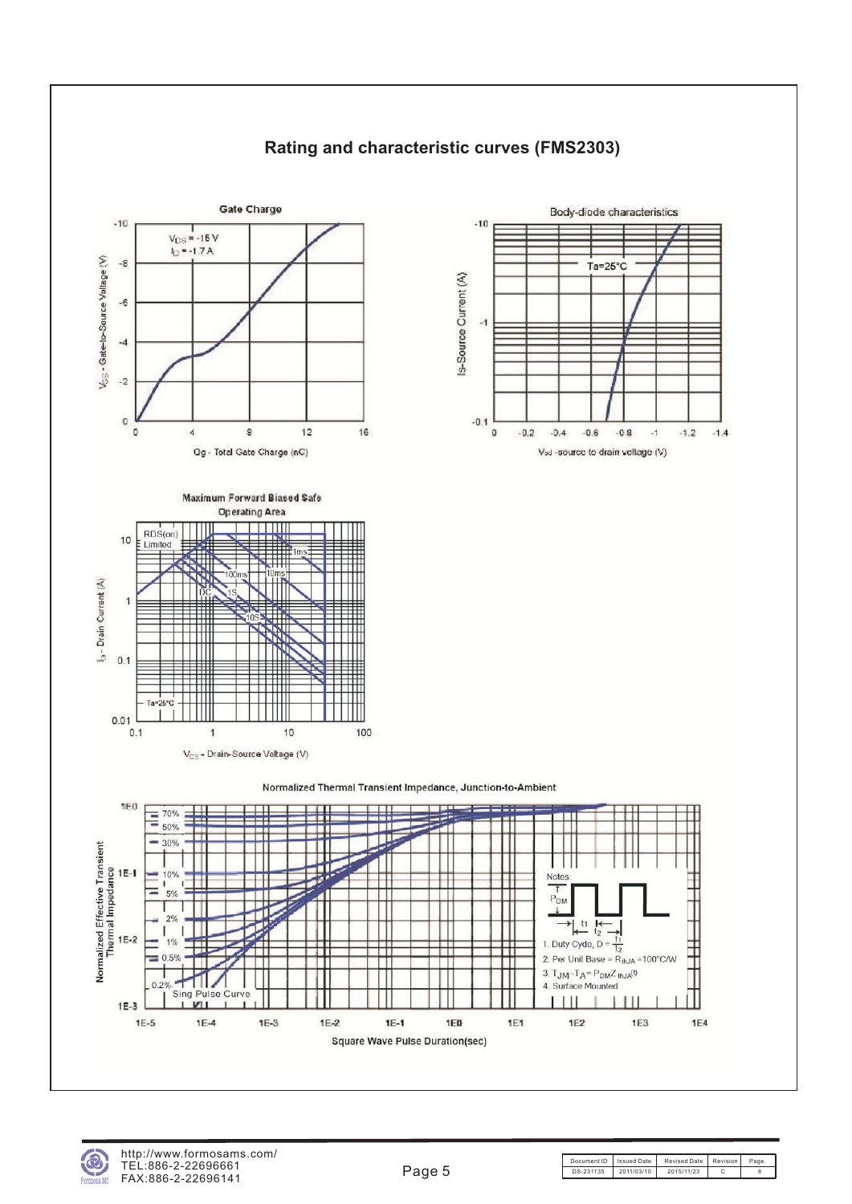## Rating and characteristic curves (FMS2303)

**Gate Charge**

$V_{DS}$ = -15 V
$I_D$ = -1.7 A

$V_{GS}$ - Gate-to-Source Voltage (V)

Qg - Total Gate Charge (nC)

**Body-diode characteristics**

Ta=25°C

Is-Source Current (A)

$V_{SD}$ -source to drain voltage (V)

**Maximum Forward Biased Safe Operating Area**

RDS(on) Limited

1ms, 10ms, 100ms, 1S, 10S, DC

Ta=25°C

$I_D$ - Drain Current (A)

$V_{DS}$ - Drain-Source Voltage (V)

**Normalized Thermal Transient Impedance, Junction-to-Ambient**

70%, 50%, 30%, 10%, 5%, 2%, 1%, 0.5%, 0.2%, Sing Pulse Curve

Normalized Effective Transient Thermal Impedance

Square Wave Pulse Duration(sec)

Notes:

1. Duty Cycle, $D = \frac{t_1}{t_2}$
2. Per Unit Base = $R_{thJA}$ =100°C/W
3. $T_{JM} - T_A = P_{DM} Z_{thJA}(t)$
4. Surface Mounted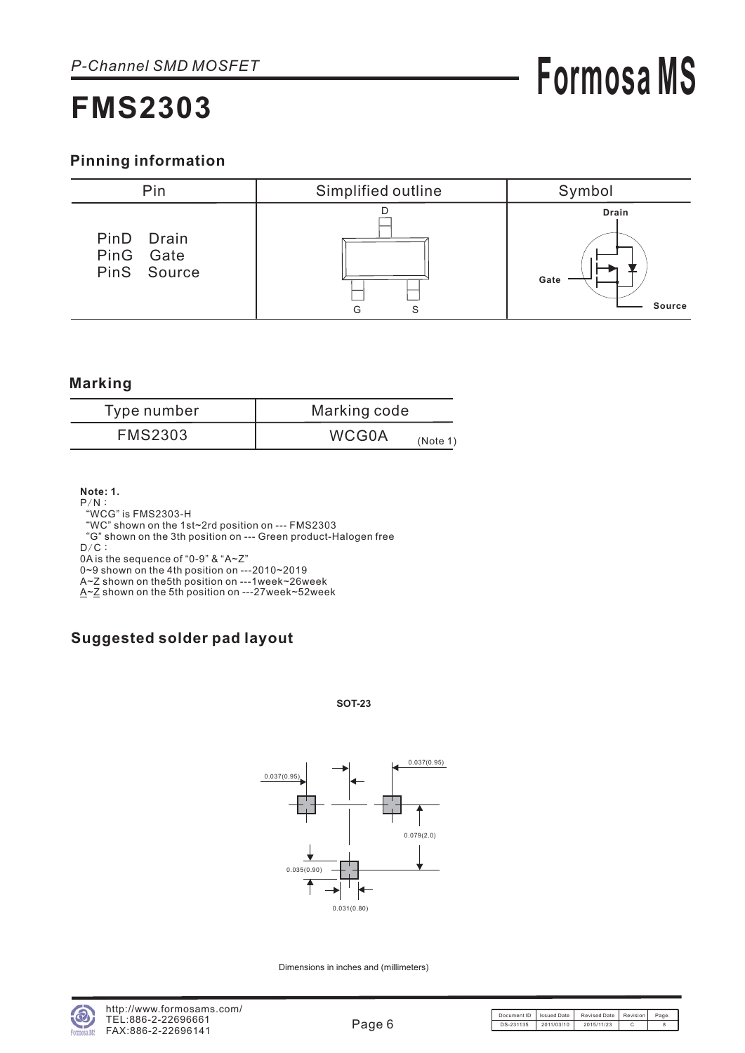*P-Channel SMD MOSFET*

# FMS2303

## Pinning information

| Pin | Simplified outline | Symbol |
|---|---|---|
| PinD Drain<br>PinG Gate<br>PinS Source | D<br>G S | Drain<br>Gate<br>Source |

## Marking

| Type number | Marking code |
|---|---|
| FMS2303 | WCG0A (Note 1) |

**Note: 1.**
P/N：
"WCG" is FMS2303-H
"WC" shown on the 1st~2rd position on --- FMS2303
"G" shown on the 3th position on --- Green product-Halogen free
D/C：
0A is the sequence of "0-9" & "A~Z"
0~9 shown on the 4th position on ---2010~2019
A~Z shown on the5th position on ---1week~26week
A~Z shown on the 5th position on ---27week~52week

## Suggested solder pad layout

**SOT-23**

0.037(0.95)
0.037(0.95)
0.079(2.0)
0.035(0.90)
0.031(0.80)

Dimensions in inches and (millimeters)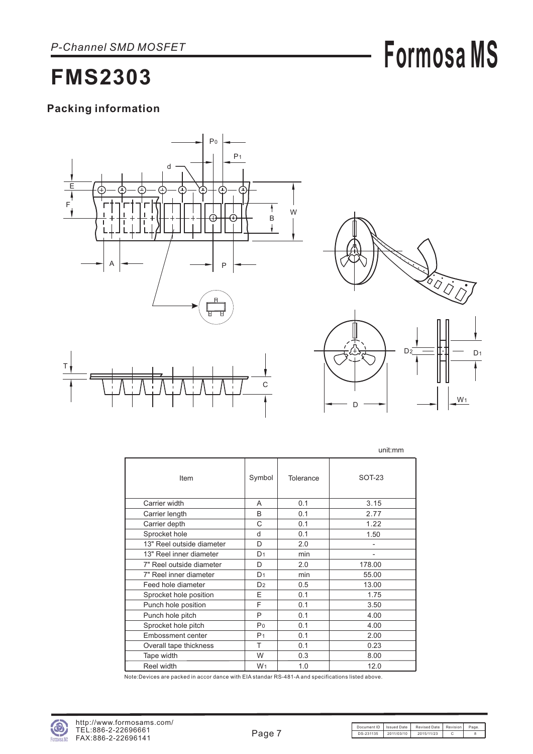# FMS2303

P-Channel SMD MOSFET

## Packing information

unit:mm

| Item | Symbol | Tolerance | SOT-23 |
|---|---|---|---|
| Carrier width | A | 0.1 | 3.15 |
| Carrier length | B | 0.1 | 2.77 |
| Carrier depth | C | 0.1 | 1.22 |
| Sprocket hole | d | 0.1 | 1.50 |
| 13" Reel outside diameter | D | 2.0 | - |
| 13" Reel inner diameter | $D_1$ | min | - |
| 7" Reel outside diameter | D | 2.0 | 178.00 |
| 7" Reel inner diameter | $D_1$ | min | 55.00 |
| Feed hole diameter | $D_2$ | 0.5 | 13.00 |
| Sprocket hole position | E | 0.1 | 1.75 |
| Punch hole position | F | 0.1 | 3.50 |
| Punch hole pitch | P | 0.1 | 4.00 |
| Sprocket hole pitch | $P_0$ | 0.1 | 4.00 |
| Embossment center | $P_1$ | 0.1 | 2.00 |
| Overall tape thickness | T | 0.1 | 0.23 |
| Tape width | W | 0.3 | 8.00 |
| Reel width | $W_1$ | 1.0 | 12.0 |

Note:Devices are packed in accor dance with EIA standar RS-481-A and specifications listed above.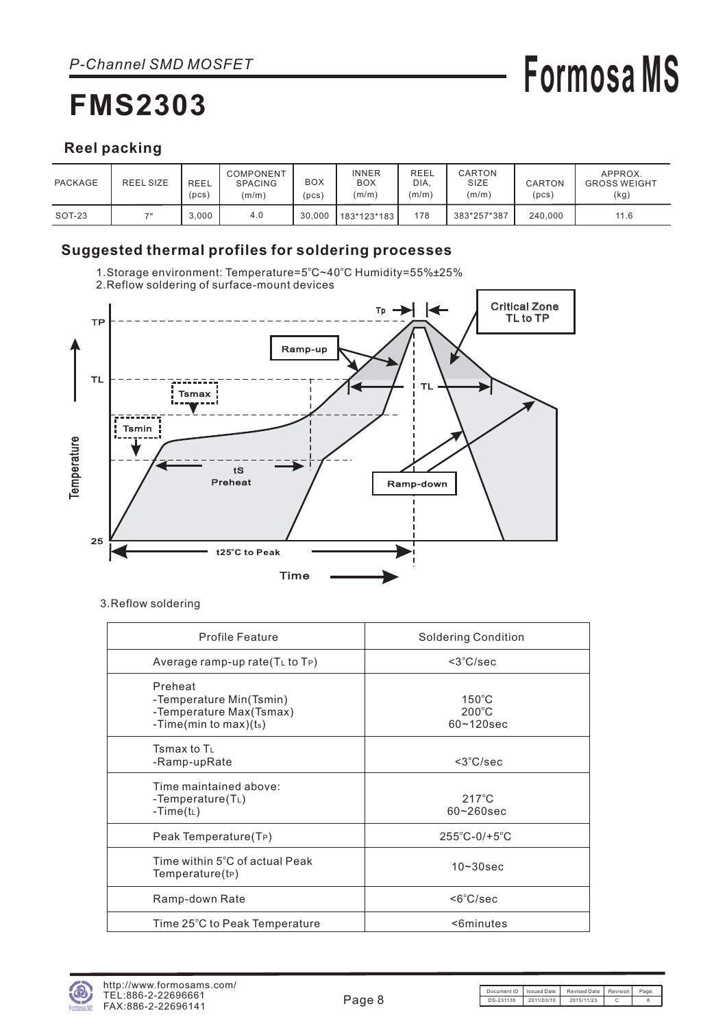*P-Channel SMD MOSFET*

# FMS2303

## Reel packing

| PACKAGE | REEL SIZE | REEL (pcs) | COMPONENT SPACING (m/m) | BOX (pcs) | INNER BOX (m/m) | REEL DIA. (m/m) | CARTON SIZE (m/m) | CARTON (pcs) | APPROX. GROSS WEIGHT (kg) |
|---|---|---|---|---|---|---|---|---|---|
| SOT-23 | 7" | 3,000 | 4.0 | 30,000 | 183*123*183 | 178 | 383*257*387 | 240,000 | 11.6 |

## Suggested thermal profiles for soldering processes

1.Storage environment: Temperature=5°C~40°C Humidity=55%±25%

2.Reflow soldering of surface-mount devices

Tp
Critical Zone TL to TP
TP
Ramp-up
TL
TL
Tsmax
Tsmin
tS
Preheat
Ramp-down
Temperature
25
t25°C to Peak
Time

3.Reflow soldering

| Profile Feature | Soldering Condition |
|---|---|
| Average ramp-up rate($T_L$ to $T_P$) | <3°C/sec |
| Preheat<br>-Temperature Min(Tsmin)<br>-Temperature Max(Tsmax)<br>-Time(min to max)($t_s$) | <br>150°C<br>200°C<br>60~120sec |
| Tsmax to $T_L$<br>-Ramp-upRate | <br><3°C/sec |
| Time maintained above:<br>-Temperature($T_L$)<br>-Time($t_L$) | <br>217°C<br>60~260sec |
| Peak Temperature($T_P$) | 255°C-0/+5°C |
| Time within 5°C of actual Peak Temperature($t_P$) | 10~30sec |
| Ramp-down Rate | <6°C/sec |
| Time 25°C to Peak Temperature | <6minutes |

http://www.formosams.com/
TEL:886-2-22696661
FAX:886-2-22696141

| Document ID | Issued Date | Revised Date | Revision | Page. |
|---|---|---|---|---|
| DS-231135 | 2011/03/10 | 2015/11/23 | C | 8 |